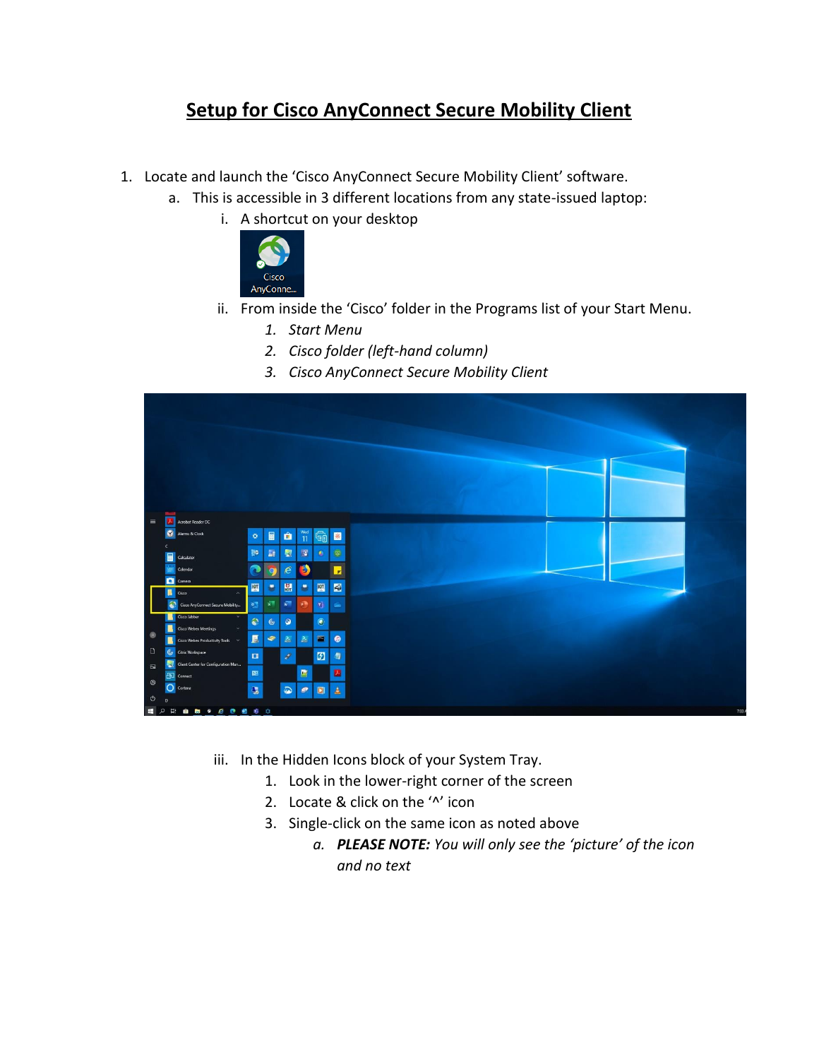# Setup for Cisco AnyConnect Secure Mobility Client

1. Locate and launch the 'Cisco AnyConnect Secure Mobility Client' software.
   a. This is accessible in 3 different locations from any state-issued laptop:
      i. A shortcut on your desktop
      ii. From inside the 'Cisco' folder in the Programs list of your Start Menu.
         1. *Start Menu*
         2. *Cisco folder (left-hand column)*
         3. *Cisco AnyConnect Secure Mobility Client*
      iii. In the Hidden Icons block of your System Tray.
         1. Look in the lower-right corner of the screen
         2. Locate & click on the '^' icon
         3. Single-click on the same icon as noted above
            a. ***PLEASE NOTE:*** *You will only see the 'picture' of the icon and no text*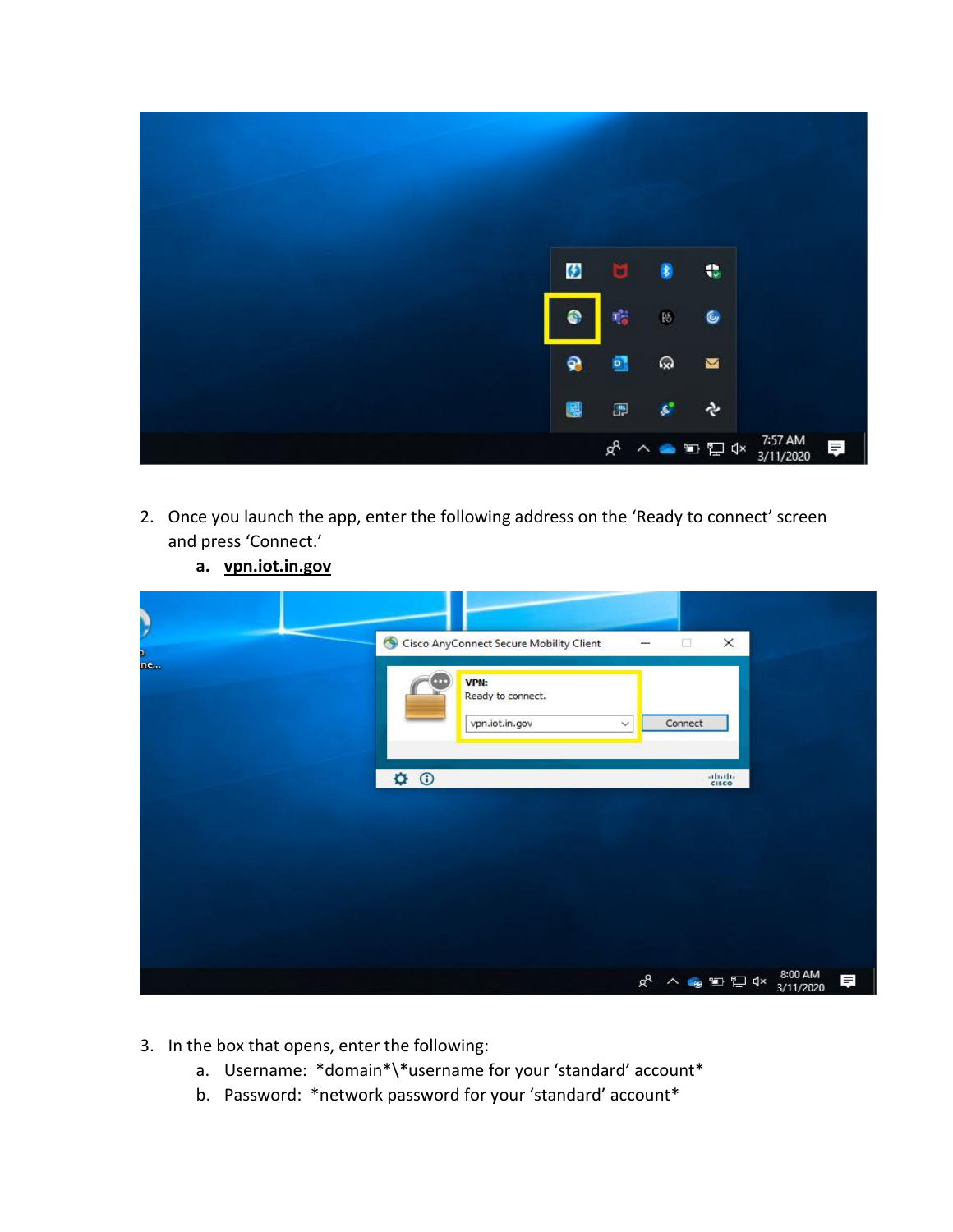2. Once you launch the app, enter the following address on the 'Ready to connect' screen and press 'Connect.'
   a. **vpn.iot.in.gov**

3. In the box that opens, enter the following:
   a. Username: *domain*\*username for your 'standard' account*
   b. Password: *network password for your 'standard' account*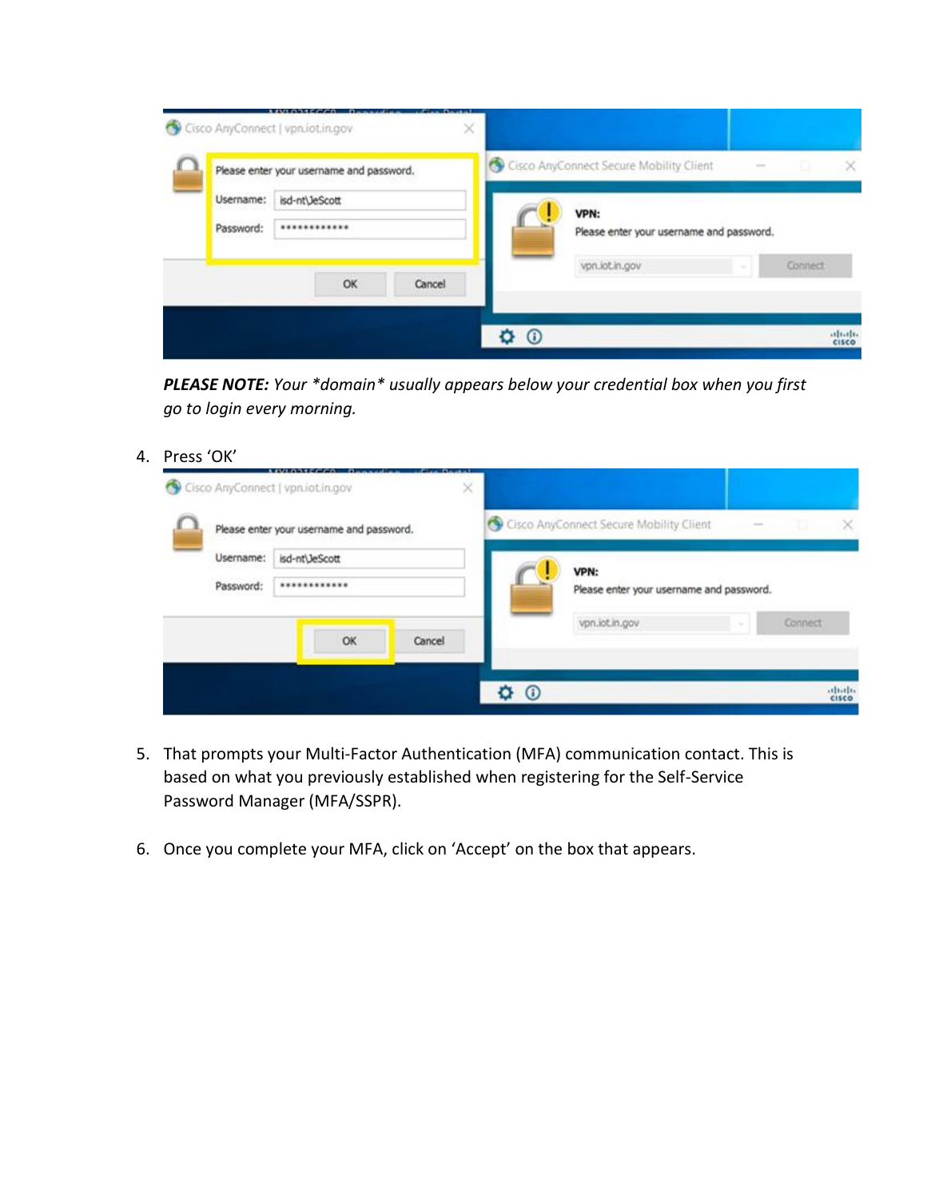***PLEASE NOTE:*** *Your *domain* usually appears below your credential box when you first go to login every morning.*

4. Press 'OK'

5. That prompts your Multi-Factor Authentication (MFA) communication contact. This is based on what you previously established when registering for the Self-Service Password Manager (MFA/SSPR).

6. Once you complete your MFA, click on 'Accept' on the box that appears.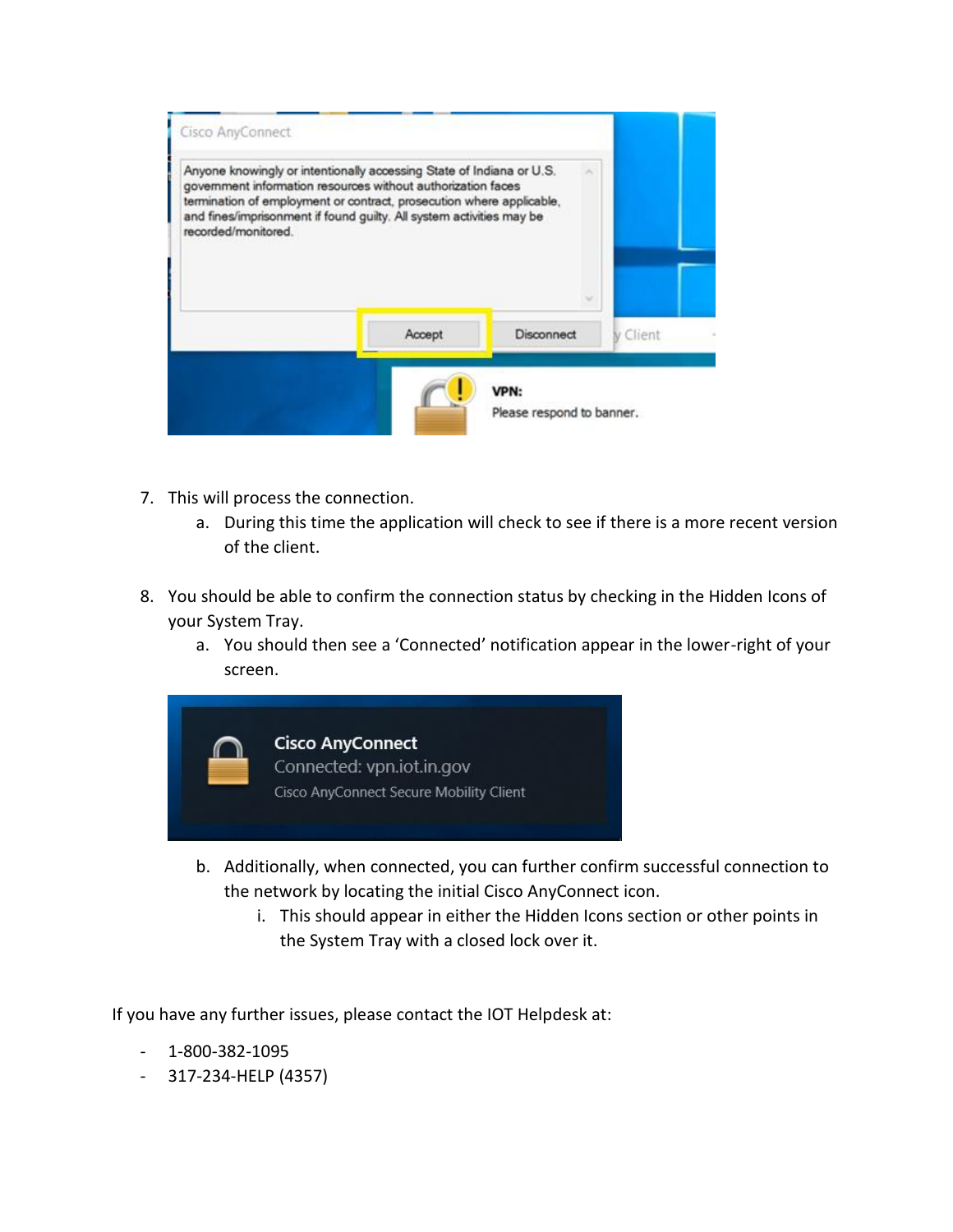7. This will process the connection.
   a. During this time the application will check to see if there is a more recent version of the client.

8. You should be able to confirm the connection status by checking in the Hidden Icons of your System Tray.
   a. You should then see a 'Connected' notification appear in the lower-right of your screen.
   b. Additionally, when connected, you can further confirm successful connection to the network by locating the initial Cisco AnyConnect icon.
      i. This should appear in either the Hidden Icons section or other points in the System Tray with a closed lock over it.

If you have any further issues, please contact the IOT Helpdesk at:

- 1-800-382-1095
- 317-234-HELP (4357)